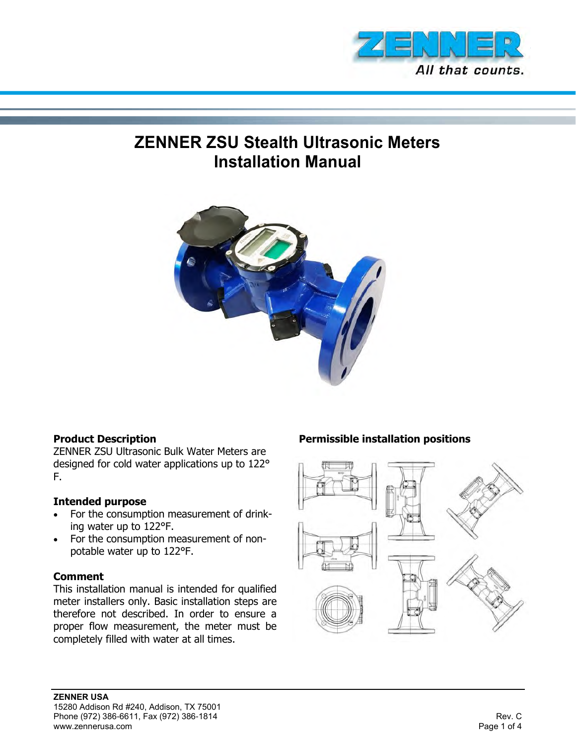# ZENNER ZSU Stealth Ultrasonic Meters
# Installation Manual

### Product Description

ZENNER ZSU Ultrasonic Bulk Water Meters are designed for cold water applications up to 122° F.

### Intended purpose

- For the consumption measurement of drinking water up to 122°F.
- For the consumption measurement of non-potable water up to 122°F.

### Comment

This installation manual is intended for qualified meter installers only. Basic installation steps are therefore not described. In order to ensure a proper flow measurement, the meter must be completely filled with water at all times.

### Permissible installation positions

ZENNER USA
15280 Addison Rd #240, Addison, TX 75001
Phone (972) 386-6611, Fax (972) 386-1814
www.zennerusa.com

Rev. C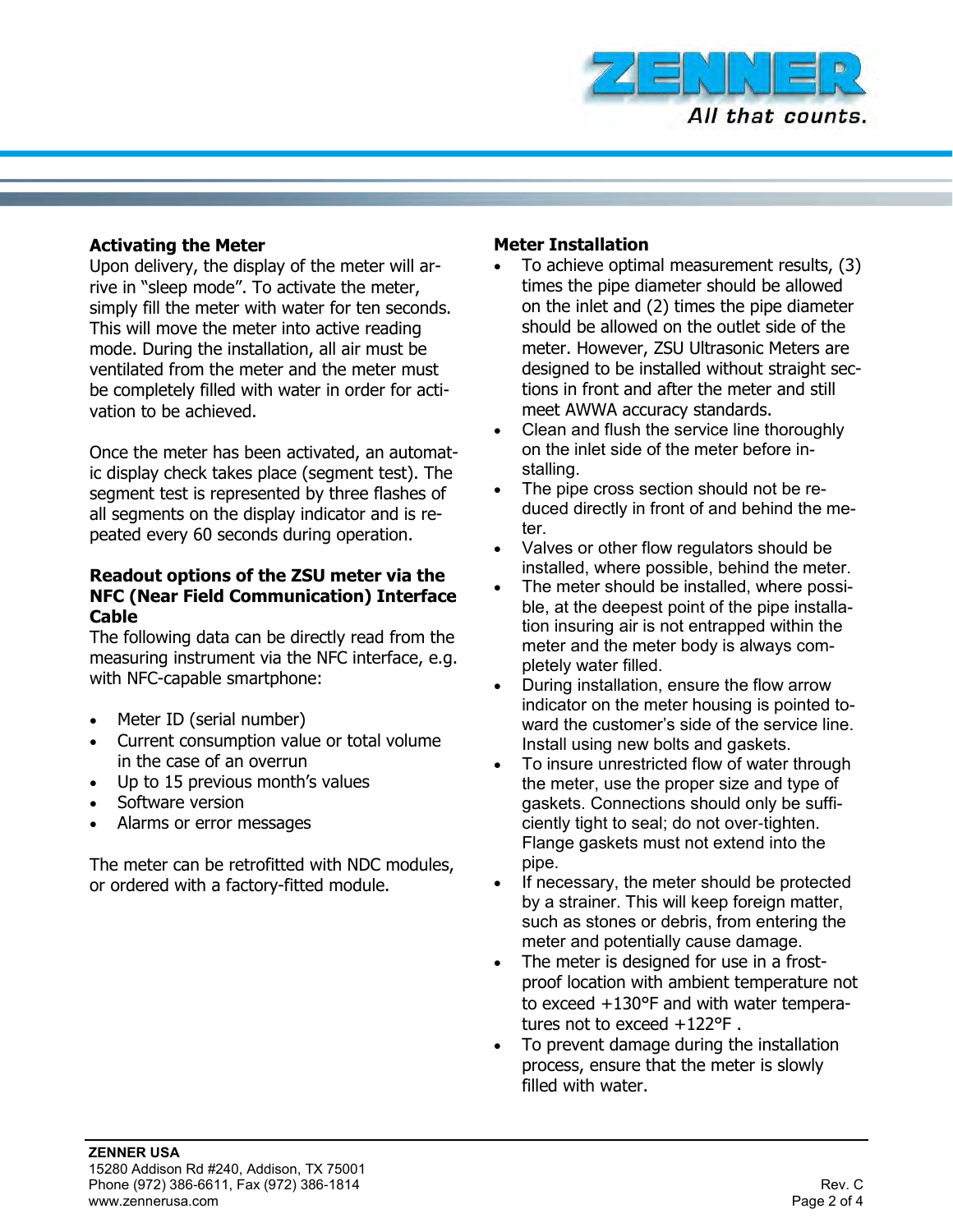## Activating the Meter

Upon delivery, the display of the meter will arrive in "sleep mode". To activate the meter, simply fill the meter with water for ten seconds. This will move the meter into active reading mode. During the installation, all air must be ventilated from the meter and the meter must be completely filled with water in order for activation to be achieved.

Once the meter has been activated, an automatic display check takes place (segment test). The segment test is represented by three flashes of all segments on the display indicator and is repeated every 60 seconds during operation.

## Readout options of the ZSU meter via the NFC (Near Field Communication) Interface Cable

The following data can be directly read from the measuring instrument via the NFC interface, e.g. with NFC-capable smartphone:

- Meter ID (serial number)
- Current consumption value or total volume in the case of an overrun
- Up to 15 previous month's values
- Software version
- Alarms or error messages

The meter can be retrofitted with NDC modules, or ordered with a factory-fitted module.

## Meter Installation

- To achieve optimal measurement results, (3) times the pipe diameter should be allowed on the inlet and (2) times the pipe diameter should be allowed on the outlet side of the meter. However, ZSU Ultrasonic Meters are designed to be installed without straight sections in front and after the meter and still meet AWWA accuracy standards.
- Clean and flush the service line thoroughly on the inlet side of the meter before installing.
- The pipe cross section should not be reduced directly in front of and behind the meter.
- Valves or other flow regulators should be installed, where possible, behind the meter.
- The meter should be installed, where possible, at the deepest point of the pipe installation insuring air is not entrapped within the meter and the meter body is always completely water filled.
- During installation, ensure the flow arrow indicator on the meter housing is pointed toward the customer's side of the service line. Install using new bolts and gaskets.
- To insure unrestricted flow of water through the meter, use the proper size and type of gaskets. Connections should only be sufficiently tight to seal; do not over-tighten. Flange gaskets must not extend into the pipe.
- If necessary, the meter should be protected by a strainer. This will keep foreign matter, such as stones or debris, from entering the meter and potentially cause damage.
- The meter is designed for use in a frost-proof location with ambient temperature not to exceed +130°F and with water temperatures not to exceed +122°F .
- To prevent damage during the installation process, ensure that the meter is slowly filled with water.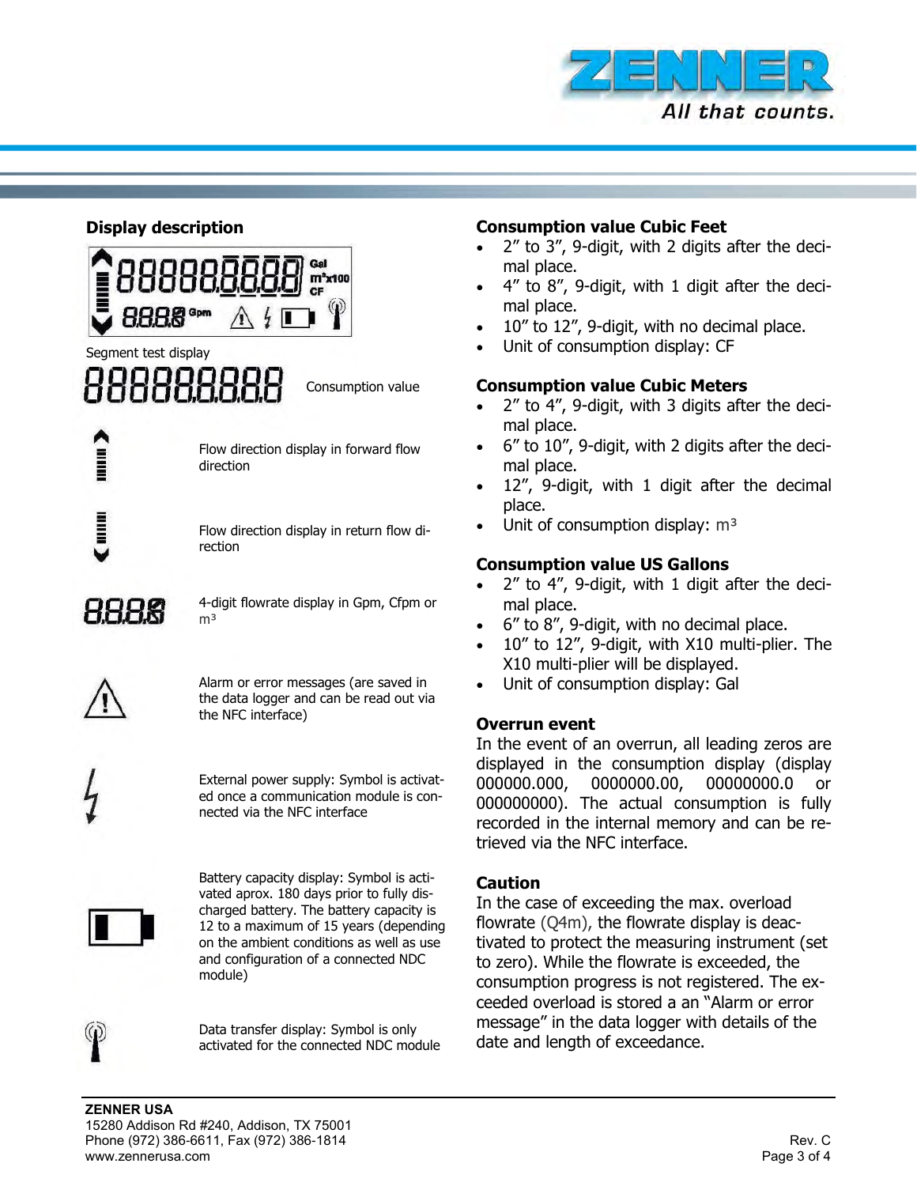## Display description

Segment test display

| | |
|---|---|
| 888888888 | Consumption value |
| | Flow direction display in forward flow direction |
| | Flow direction display in return flow direction |
| 8888 | 4-digit flowrate display in Gpm, Cfpm or m³ |
| | Alarm or error messages (are saved in the data logger and can be read out via the NFC interface) |
| | External power supply: Symbol is activated once a communication module is connected via the NFC interface |
| | Battery capacity display: Symbol is activated aprox. 180 days prior to fully discharged battery. The battery capacity is 12 to a maximum of 15 years (depending on the ambient conditions as well as use and configuration of a connected NDC module) |
| | Data transfer display: Symbol is only activated for the connected NDC module |

## Consumption value Cubic Feet

- 2" to 3", 9-digit, with 2 digits after the decimal place.
- 4" to 8", 9-digit, with 1 digit after the decimal place.
- 10" to 12", 9-digit, with no decimal place.
- Unit of consumption display: CF

## Consumption value Cubic Meters

- 2" to 4", 9-digit, with 3 digits after the decimal place.
- 6" to 10", 9-digit, with 2 digits after the decimal place.
- 12", 9-digit, with 1 digit after the decimal place.
- Unit of consumption display: m³

## Consumption value US Gallons

- 2" to 4", 9-digit, with 1 digit after the decimal place.
- 6" to 8", 9-digit, with no decimal place.
- 10" to 12", 9-digit, with X10 multi-plier. The X10 multi-plier will be displayed.
- Unit of consumption display: Gal

## Overrun event

In the event of an overrun, all leading zeros are displayed in the consumption display (display 000000.000, 0000000.00, 00000000.0 or 000000000). The actual consumption is fully recorded in the internal memory and can be retrieved via the NFC interface.

## Caution

In the case of exceeding the max. overload flowrate (Q4m), the flowrate display is deactivated to protect the measuring instrument (set to zero). While the flowrate is exceeded, the consumption progress is not registered. The exceeded overload is stored a an "Alarm or error message" in the data logger with details of the date and length of exceedance.

**ZENNER USA**
15280 Addison Rd #240, Addison, TX 75001
Phone (972) 386-6611, Fax (972) 386-1814
www.zennerusa.com

Rev. C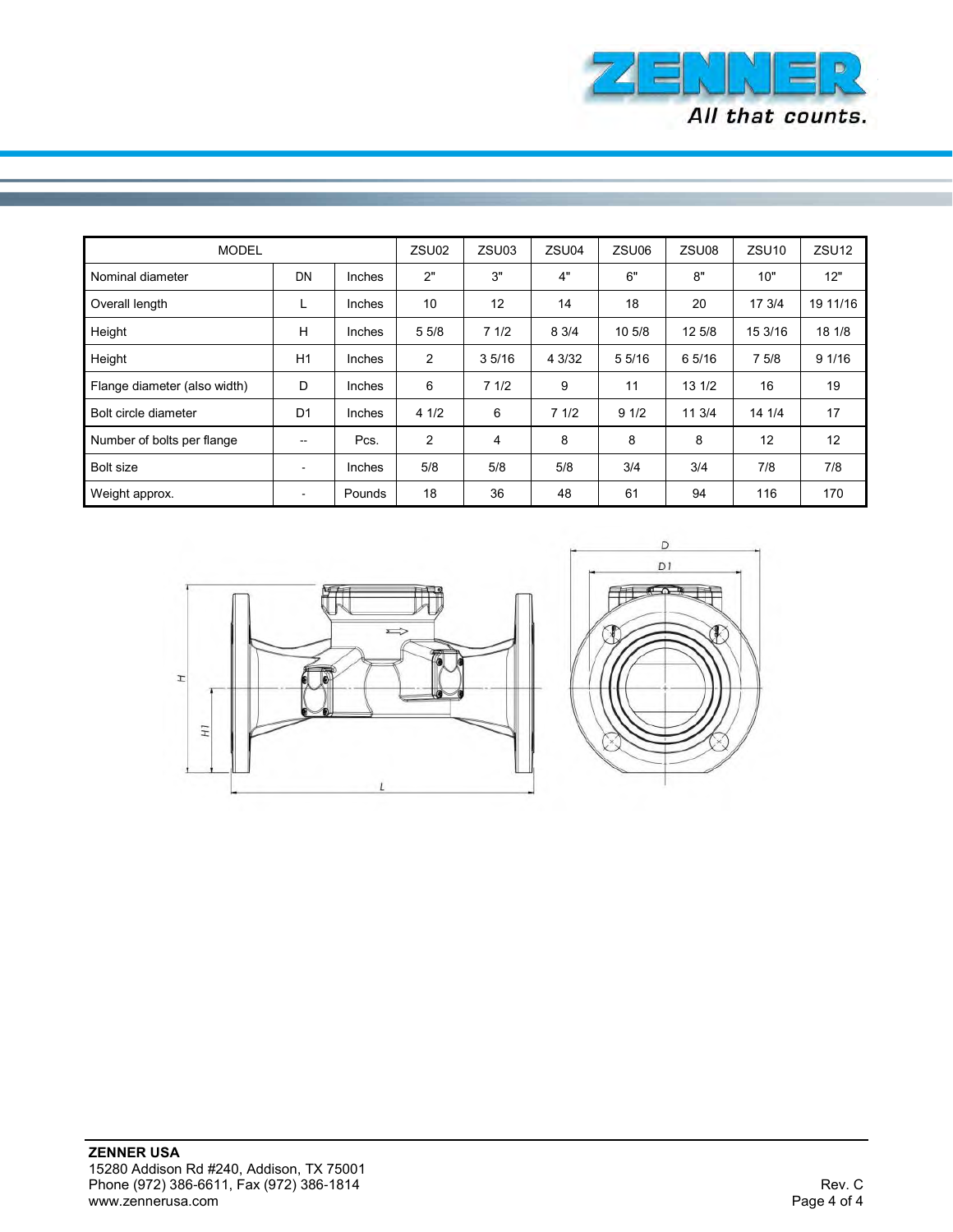| MODEL | | | ZSU02 | ZSU03 | ZSU04 | ZSU06 | ZSU08 | ZSU10 | ZSU12 |
|---|---|---|---|---|---|---|---|---|---|
| Nominal diameter | DN | Inches | 2" | 3" | 4" | 6" | 8" | 10" | 12" |
| Overall length | L | Inches | 10 | 12 | 14 | 18 | 20 | 17 3/4 | 19 11/16 |
| Height | H | Inches | 5 5/8 | 7 1/2 | 8 3/4 | 10 5/8 | 12 5/8 | 15 3/16 | 18 1/8 |
| Height | H1 | Inches | 2 | 3 5/16 | 4 3/32 | 5 5/16 | 6 5/16 | 7 5/8 | 9 1/16 |
| Flange diameter (also width) | D | Inches | 6 | 7 1/2 | 9 | 11 | 13 1/2 | 16 | 19 |
| Bolt circle diameter | D1 | Inches | 4 1/2 | 6 | 7 1/2 | 9 1/2 | 11 3/4 | 14 1/4 | 17 |
| Number of bolts per flange | -- | Pcs. | 2 | 4 | 8 | 8 | 8 | 12 | 12 |
| Bolt size | - | Inches | 5/8 | 5/8 | 5/8 | 3/4 | 3/4 | 7/8 | 7/8 |
| Weight approx. | - | Pounds | 18 | 36 | 48 | 61 | 94 | 116 | 170 |

D

D1

H

H1

L

**ZENNER USA**
15280 Addison Rd #240, Addison, TX 75001
Phone (972) 386-6611, Fax (972) 386-1814
www.zennerusa.com

Rev. C